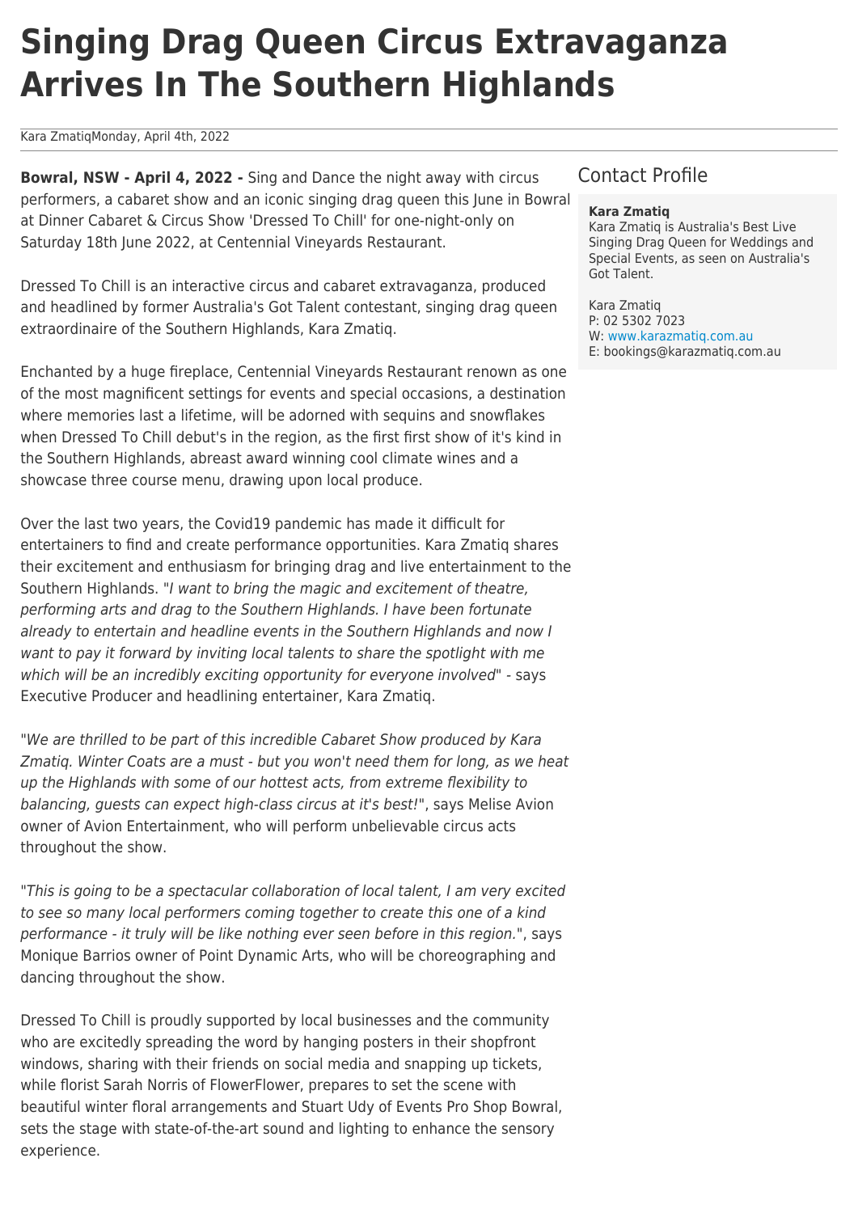# Singing Drag Queen Circus Extravaganza Arrives In The Southern Highlands

Kara ZmatiqMonday, April 4th, 2022

**Bowral, NSW - April 4, 2022 -** Sing and Dance the night away with circus performers, a cabaret show and an iconic singing drag queen this June in Bowral at Dinner Cabaret & Circus Show 'Dressed To Chill' for one-night-only on Saturday 18th June 2022, at Centennial Vineyards Restaurant.

Dressed To Chill is an interactive circus and cabaret extravaganza, produced and headlined by former Australia's Got Talent contestant, singing drag queen extraordinaire of the Southern Highlands, Kara Zmatiq.

Enchanted by a huge fireplace, Centennial Vineyards Restaurant renown as one of the most magnificent settings for events and special occasions, a destination where memories last a lifetime, will be adorned with sequins and snowflakes when Dressed To Chill debut's in the region, as the first first show of it's kind in the Southern Highlands, abreast award winning cool climate wines and a showcase three course menu, drawing upon local produce.

Over the last two years, the Covid19 pandemic has made it difficult for entertainers to find and create performance opportunities. Kara Zmatiq shares their excitement and enthusiasm for bringing drag and live entertainment to the Southern Highlands. "*I want to bring the magic and excitement of theatre, performing arts and drag to the Southern Highlands. I have been fortunate already to entertain and headline events in the Southern Highlands and now I want to pay it forward by inviting local talents to share the spotlight with me which will be an incredibly exciting opportunity for everyone involved*" - says Executive Producer and headlining entertainer, Kara Zmatiq.

"*We are thrilled to be part of this incredible Cabaret Show produced by Kara Zmatiq. Winter Coats are a must - but you won't need them for long, as we heat up the Highlands with some of our hottest acts, from extreme flexibility to balancing, guests can expect high-class circus at it's best!*", says Melise Avion owner of Avion Entertainment, who will perform unbelievable circus acts throughout the show.

"*This is going to be a spectacular collaboration of local talent, I am very excited to see so many local performers coming together to create this one of a kind performance - it truly will be like nothing ever seen before in this region.*", says Monique Barrios owner of Point Dynamic Arts, who will be choreographing and dancing throughout the show.

Dressed To Chill is proudly supported by local businesses and the community who are excitedly spreading the word by hanging posters in their shopfront windows, sharing with their friends on social media and snapping up tickets, while florist Sarah Norris of FlowerFlower, prepares to set the scene with beautiful winter floral arrangements and Stuart Udy of Events Pro Shop Bowral, sets the stage with state-of-the-art sound and lighting to enhance the sensory experience.

## Contact Profile

**Kara Zmatiq**
Kara Zmatiq is Australia's Best Live Singing Drag Queen for Weddings and Special Events, as seen on Australia's Got Talent.

Kara Zmatiq
P: 02 5302 7023
W: www.karazmatiq.com.au
E: bookings@karazmatiq.com.au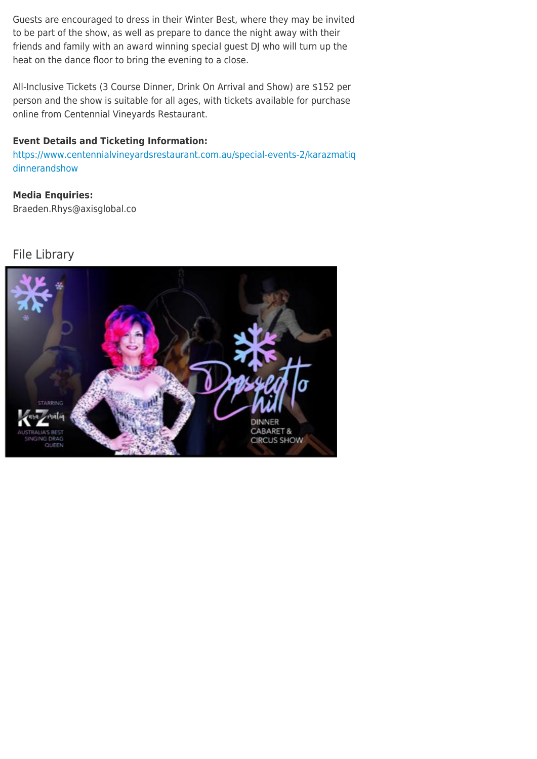Guests are encouraged to dress in their Winter Best, where they may be invited to be part of the show, as well as prepare to dance the night away with their friends and family with an award winning special guest DJ who will turn up the heat on the dance floor to bring the evening to a close.

All-Inclusive Tickets (3 Course Dinner, Drink On Arrival and Show) are $152 per person and the show is suitable for all ages, with tickets available for purchase online from Centennial Vineyards Restaurant.

**Event Details and Ticketing Information:**
https://www.centennialvineyardsrestaurant.com.au/special-events-2/karazmatiqdinnerandshow

**Media Enquiries:**
Braeden.Rhys@axisglobal.co

## File Library